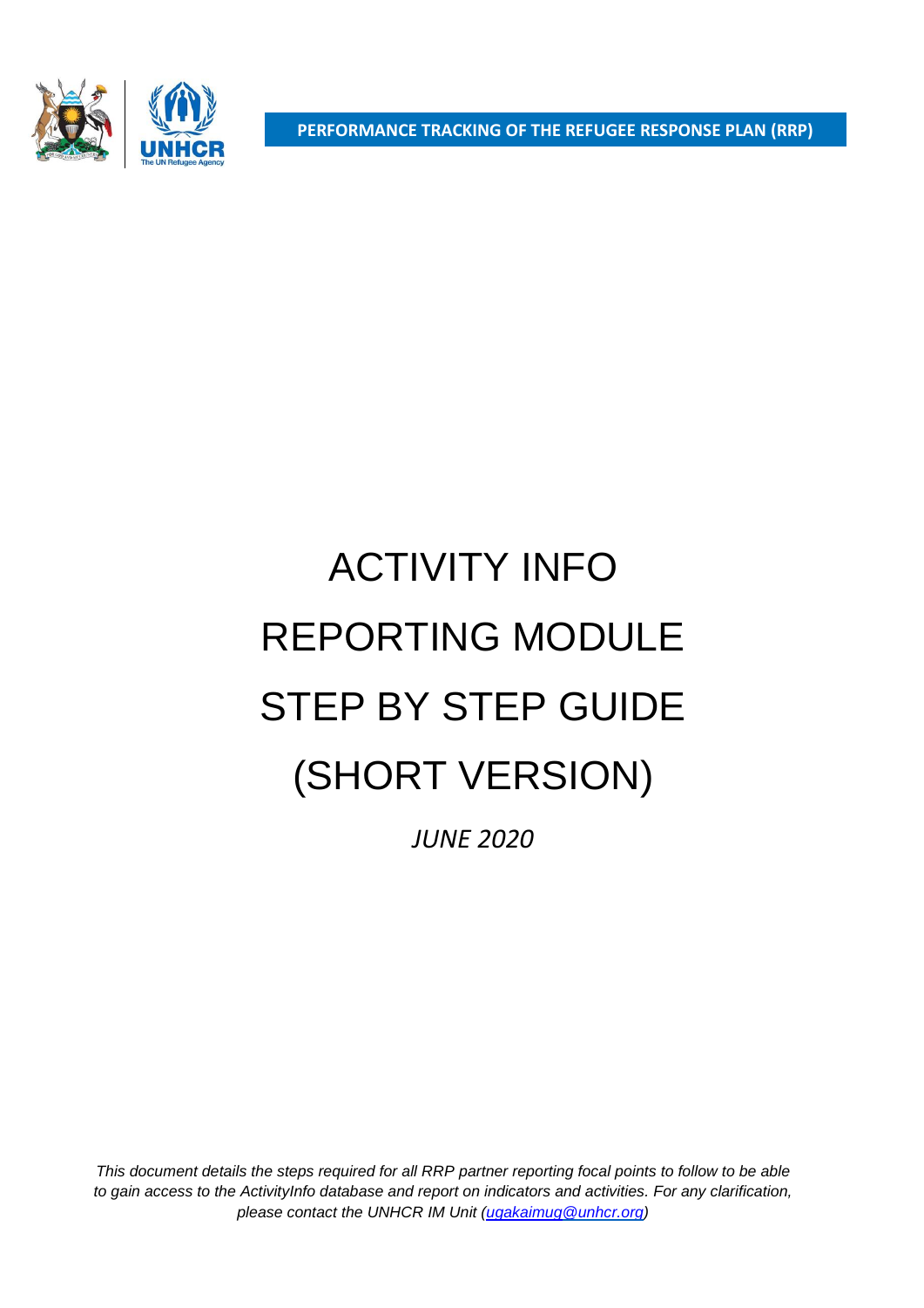**PERFORMANCE TRACKING OF THE REFUGEE RESPONSE PLAN (RRP)**

# ACTIVITY INFO REPORTING MODULE STEP BY STEP GUIDE (SHORT VERSION)

*JUNE 2020*

*This document details the steps required for all RRP partner reporting focal points to follow to be able to gain access to the ActivityInfo database and report on indicators and activities. For any clarification, please contact the UNHCR IM Unit (ugakaimug@unhcr.org)*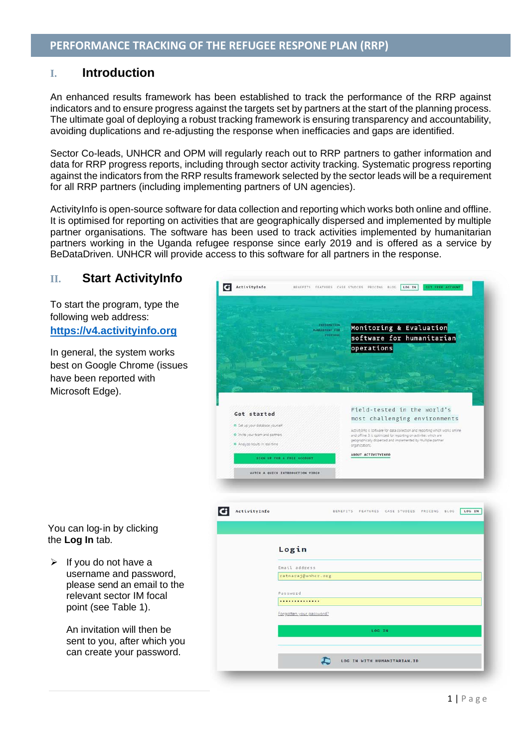# PERFORMANCE TRACKING OF THE REFUGEE RESPONE PLAN (RRP)

## I. Introduction

An enhanced results framework has been established to track the performance of the RRP against indicators and to ensure progress against the targets set by partners at the start of the planning process. The ultimate goal of deploying a robust tracking framework is ensuring transparency and accountability, avoiding duplications and re-adjusting the response when inefficacies and gaps are identified.

Sector Co-leads, UNHCR and OPM will regularly reach out to RRP partners to gather information and data for RRP progress reports, including through sector activity tracking. Systematic progress reporting against the indicators from the RRP results framework selected by the sector leads will be a requirement for all RRP partners (including implementing partners of UN agencies).

ActivityInfo is open-source software for data collection and reporting which works both online and offline. It is optimised for reporting on activities that are geographically dispersed and implemented by multiple partner organisations. The software has been used to track activities implemented by humanitarian partners working in the Uganda refugee response since early 2019 and is offered as a service by BeDataDriven. UNHCR will provide access to this software for all partners in the response.

## II. Start ActivityInfo

To start the program, type the following web address: [https://v4.activityinfo.org](https://v4.activityinfo.org)

In general, the system works best on Google Chrome (issues have been reported with Microsoft Edge).

You can log-in by clicking the **Log In** tab.

- If you do not have a username and password, please send an email to the relevant sector IM focal point (see Table 1).

  An invitation will then be sent to you, after which you can create your password.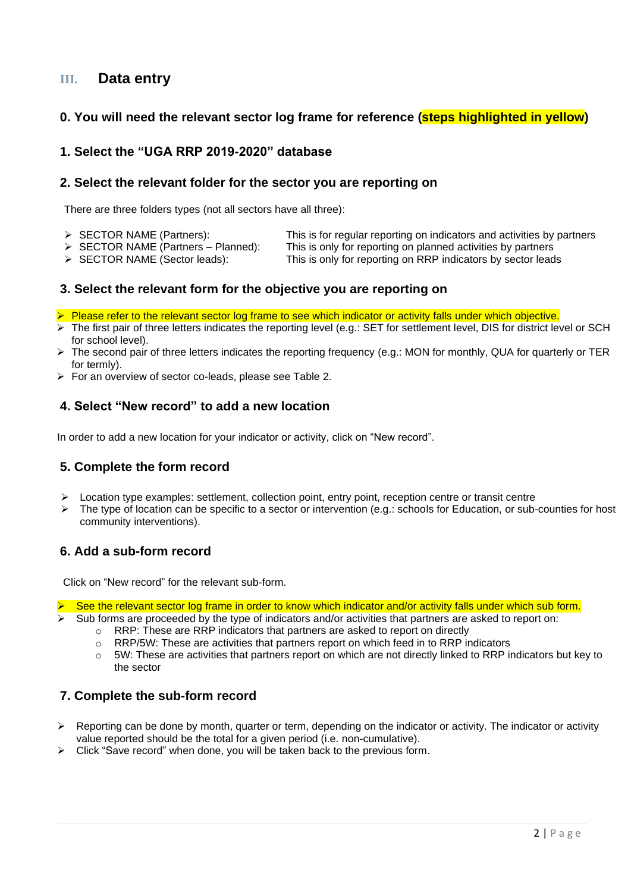## III. Data entry

### 0. You will need the relevant sector log frame for reference (steps highlighted in yellow)

### 1. Select the "UGA RRP 2019-2020" database

### 2. Select the relevant folder for the sector you are reporting on

There are three folders types (not all sectors have all three):

- SECTOR NAME (Partners): This is for regular reporting on indicators and activities by partners
- SECTOR NAME (Partners – Planned): This is only for reporting on planned activities by partners
- SECTOR NAME (Sector leads): This is only for reporting on RRP indicators by sector leads

### 3. Select the relevant form for the objective you are reporting on

- Please refer to the relevant sector log frame to see which indicator or activity falls under which objective.
- The first pair of three letters indicates the reporting level (e.g.: SET for settlement level, DIS for district level or SCH for school level).
- The second pair of three letters indicates the reporting frequency (e.g.: MON for monthly, QUA for quarterly or TER for termly).
- For an overview of sector co-leads, please see Table 2.

### 4. Select "New record" to add a new location

In order to add a new location for your indicator or activity, click on "New record".

### 5. Complete the form record

- Location type examples: settlement, collection point, entry point, reception centre or transit centre
- The type of location can be specific to a sector or intervention (e.g.: schools for Education, or sub-counties for host community interventions).

### 6. Add a sub-form record

Click on "New record" for the relevant sub-form.

- See the relevant sector log frame in order to know which indicator and/or activity falls under which sub form.
- Sub forms are proceeded by the type of indicators and/or activities that partners are asked to report on:
  - RRP: These are RRP indicators that partners are asked to report on directly
  - RRP/5W: These are activities that partners report on which feed in to RRP indicators
  - 5W: These are activities that partners report on which are not directly linked to RRP indicators but key to the sector

### 7. Complete the sub-form record

- Reporting can be done by month, quarter or term, depending on the indicator or activity. The indicator or activity value reported should be the total for a given period (i.e. non-cumulative).
- Click "Save record" when done, you will be taken back to the previous form.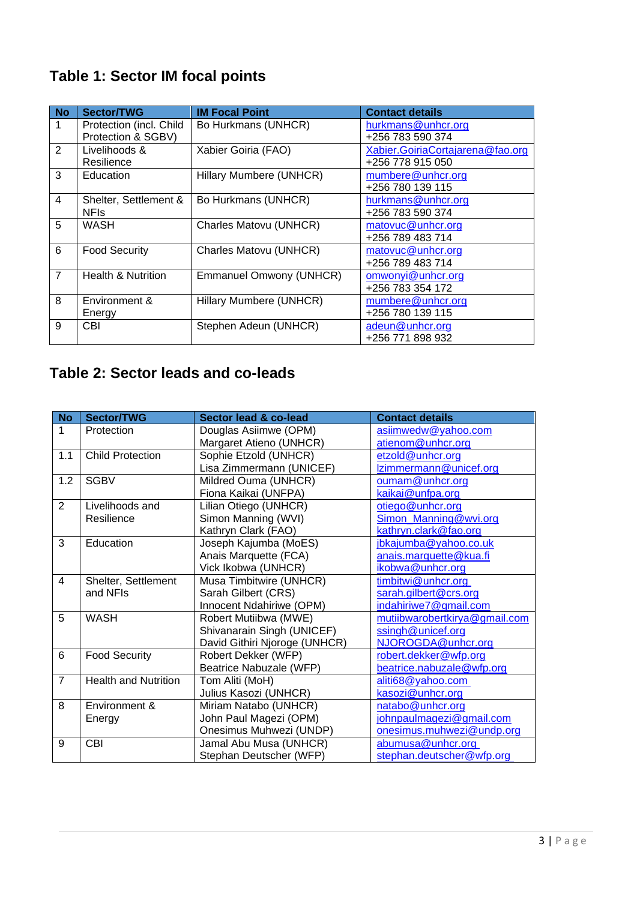## Table 1: Sector IM focal points

| No | Sector/TWG | IM Focal Point | Contact details |
|---|---|---|---|
| 1 | Protection (incl. Child Protection & SGBV) | Bo Hurkmans (UNHCR) | hurkmans@unhcr.org<br>+256 783 590 374 |
| 2 | Livelihoods & Resilience | Xabier Goiria (FAO) | Xabier.GoiriaCortajarena@fao.org<br>+256 778 915 050 |
| 3 | Education | Hillary Mumbere (UNHCR) | mumbere@unhcr.org<br>+256 780 139 115 |
| 4 | Shelter, Settlement & NFIs | Bo Hurkmans (UNHCR) | hurkmans@unhcr.org<br>+256 783 590 374 |
| 5 | WASH | Charles Matovu (UNHCR) | matovuc@unhcr.org<br>+256 789 483 714 |
| 6 | Food Security | Charles Matovu (UNHCR) | matovuc@unhcr.org<br>+256 789 483 714 |
| 7 | Health & Nutrition | Emmanuel Omwony (UNHCR) | omwonyi@unhcr.org<br>+256 783 354 172 |
| 8 | Environment & Energy | Hillary Mumbere (UNHCR) | mumbere@unhcr.org<br>+256 780 139 115 |
| 9 | CBI | Stephen Adeun (UNHCR) | adeun@unhcr.org<br>+256 771 898 932 |

## Table 2: Sector leads and co-leads

| No | Sector/TWG | Sector lead & co-lead | Contact details |
|---|---|---|---|
| 1 | Protection | Douglas Asiimwe (OPM)<br>Margaret Atieno (UNHCR) | asiimwedw@yahoo.com<br>atienom@unhcr.org |
| 1.1 | Child Protection | Sophie Etzold (UNHCR)<br>Lisa Zimmermann (UNICEF) | etzold@unhcr.org<br>lzimmermann@unicef.org |
| 1.2 | SGBV | Mildred Ouma (UNHCR)<br>Fiona Kaikai (UNFPA) | oumam@unhcr.org<br>kaikai@unfpa.org |
| 2 | Livelihoods and Resilience | Lilian Otiego (UNHCR)<br>Simon Manning (WVI)<br>Kathryn Clark (FAO) | otiego@unhcr.org<br>Simon_Manning@wvi.org<br>kathryn.clark@fao.org |
| 3 | Education | Joseph Kajumba (MoES)<br>Anais Marquette (FCA)<br>Vick Ikobwa (UNHCR) | jbkajumba@yahoo.co.uk<br>anais.marquette@kua.fi<br>ikobwa@unhcr.org |
| 4 | Shelter, Settlement and NFIs | Musa Timbitwire (UNHCR)<br>Sarah Gilbert (CRS)<br>Innocent Ndahiriwe (OPM) | timbitwi@unhcr.org<br>sarah.gilbert@crs.org<br>indahiriwe7@gmail.com |
| 5 | WASH | Robert Mutiibwa (MWE)<br>Shivanarain Singh (UNICEF)<br>David Githiri Njoroge (UNHCR) | mutiibwarobertkirya@gmail.com<br>ssingh@unicef.org<br>NJOROGDA@unhcr.org |
| 6 | Food Security | Robert Dekker (WFP)<br>Beatrice Nabuzale (WFP) | robert.dekker@wfp.org<br>beatrice.nabuzale@wfp.org |
| 7 | Health and Nutrition | Tom Aliti (MoH)<br>Julius Kasozi (UNHCR) | aliti68@yahoo.com<br>kasozi@unhcr.org |
| 8 | Environment & Energy | Miriam Natabo (UNHCR)<br>John Paul Magezi (OPM)<br>Onesimus Muhwezi (UNDP) | natabo@unhcr.org<br>johnpaulmagezi@gmail.com<br>onesimus.muhwezi@undp.org |
| 9 | CBI | Jamal Abu Musa (UNHCR)<br>Stephan Deutscher (WFP) | abumusa@unhcr.org<br>stephan.deutscher@wfp.org |